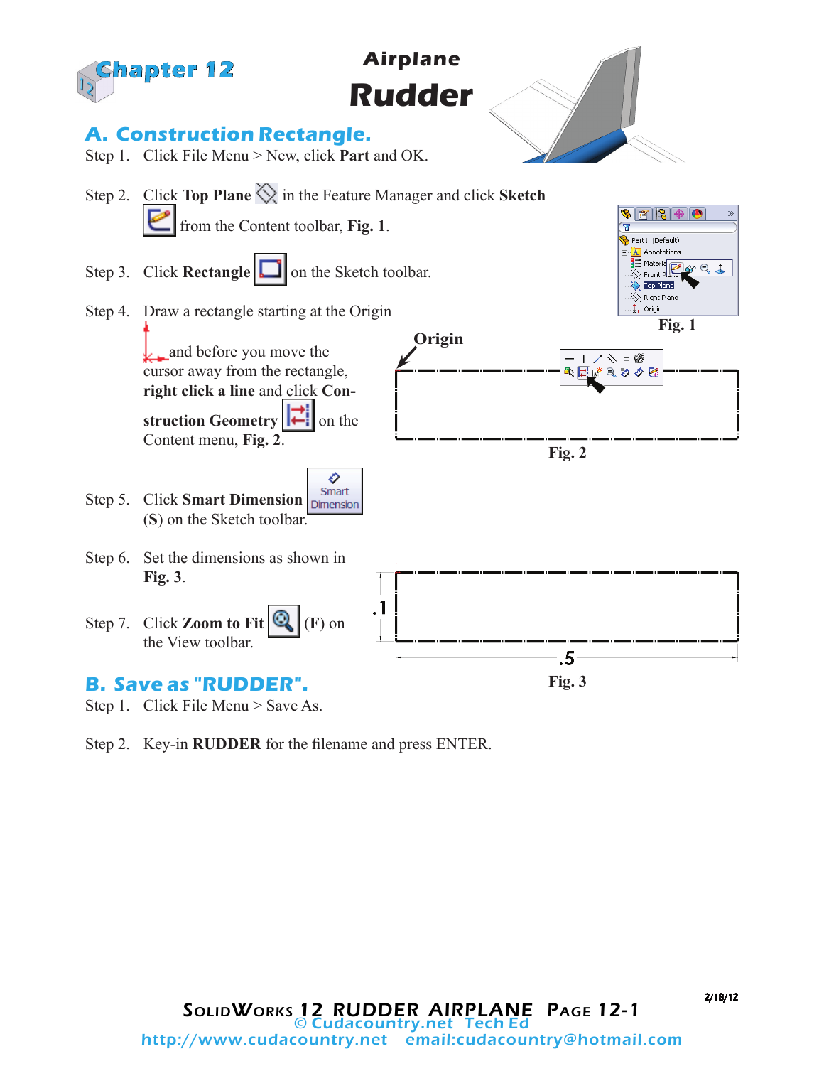# Chapter 12

# Airplane Rudder

## A. Construction Rectangle.

Step 1. Click File Menu > New, click **Part** and OK.

Step 2. Click **Top Plane** in the Feature Manager and click **Sketch** from the Content toolbar, **Fig. 1**.

Fig. 1

Step 3. Click **Rectangle** on the Sketch toolbar.

Step 4. Draw a rectangle starting at the Origin and before you move the cursor away from the rectangle, **right click a line** and click **Construction Geometry** on the Content menu, **Fig. 2**.

Origin

Fig. 2

Step 5. Click **Smart Dimension** (**S**) on the Sketch toolbar.

Step 6. Set the dimensions as shown in **Fig. 3**.

Step 7. Click **Zoom to Fit** (**F**) on the View toolbar.

.1

.5

Fig. 3

## B. Save as "RUDDER".

Step 1. Click File Menu > Save As.

Step 2. Key-in **RUDDER** for the filename and press ENTER.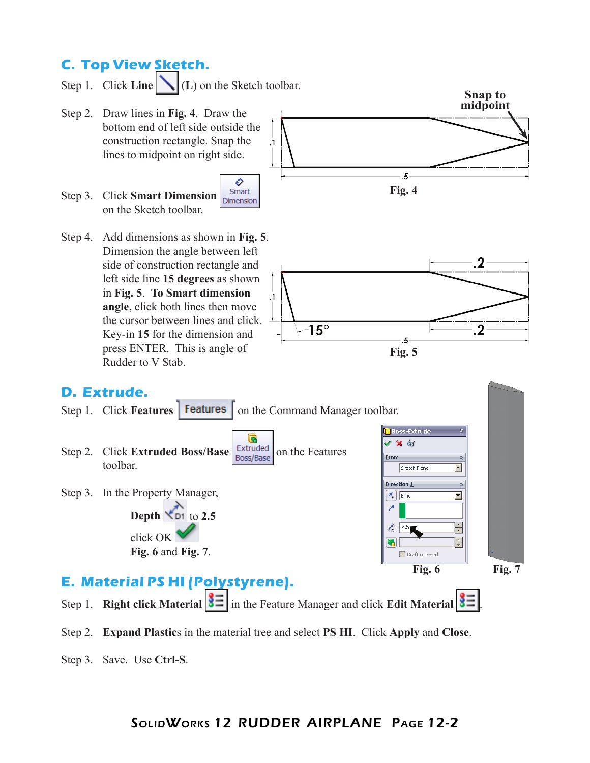## C. Top View Sketch.

Step 1. Click **Line** (L) on the Sketch toolbar.

Step 2. Draw lines in **Fig. 4**. Draw the bottom end of left side outside the construction rectangle. Snap the lines to midpoint on right side.

Snap to midpoint

.1

.5

**Fig. 4**

Step 3. Click **Smart Dimension** on the Sketch toolbar.

Step 4. Add dimensions as shown in **Fig. 5**. Dimension the angle between left side of construction rectangle and left side line **15 degrees** as shown in **Fig. 5**. **To Smart dimension angle**, click both lines then move the cursor between lines and click. Key-in **15** for the dimension and press ENTER. This is angle of Rudder to V Stab.

.2

.1

15°

.2

.5

**Fig. 5**

## D. Extrude.

Step 1. Click **Features** on the Command Manager toolbar.

Step 2. Click **Extruded Boss/Base** on the Features toolbar.

Step 3. In the Property Manager,

**Depth** to **2.5**

click OK

**Fig. 6** and **Fig. 7**.

Boss-Extrude

From

Sketch Plane

Direction 1

Blind

2.5

Draft outward

**Fig. 6** **Fig. 7**

## E. Material PS HI (Polystyrene).

Step 1. **Right click Material** in the Feature Manager and click **Edit Material**.

Step 2. **Expand Plastic**s in the material tree and select **PS HI**. Click **Apply** and **Close**.

Step 3. Save. Use **Ctrl-S**.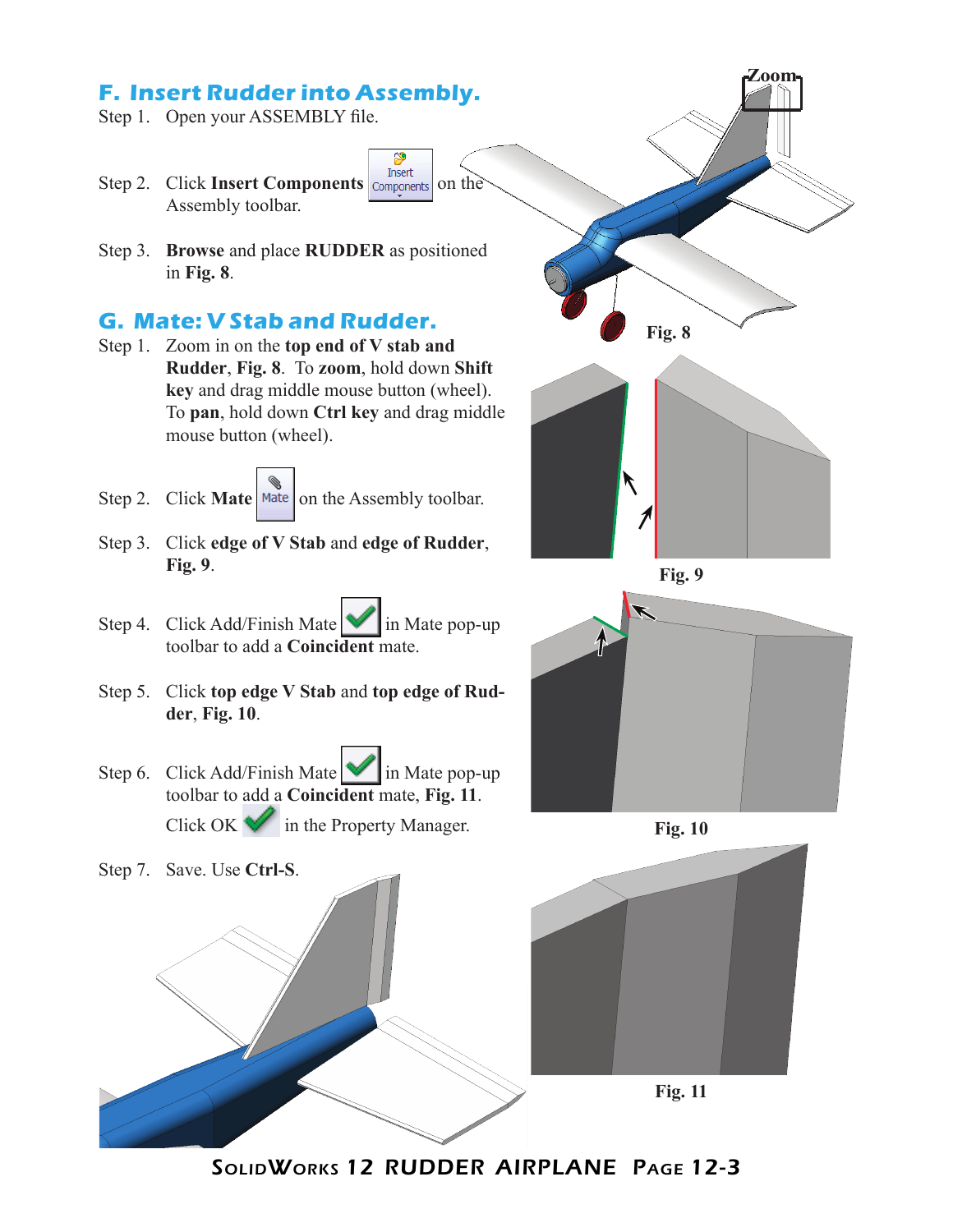## F. Insert Rudder into Assembly.

Step 1. Open your ASSEMBLY file.

Step 2. Click **Insert Components** on the Assembly toolbar.

Step 3. **Browse** and place **RUDDER** as positioned in **Fig. 8**.

## G. Mate: V Stab and Rudder.

Step 1. Zoom in on the **top end of V stab and Rudder**, **Fig. 8**. To **zoom**, hold down **Shift key** and drag middle mouse button (wheel). To **pan**, hold down **Ctrl key** and drag middle mouse button (wheel).

Step 2. Click **Mate** on the Assembly toolbar.

Step 3. Click **edge of V Stab** and **edge of Rudder**, **Fig. 9**.

Step 4. Click Add/Finish Mate in Mate pop-up toolbar to add a **Coincident** mate.

Step 5. Click **top edge V Stab** and **top edge of Rudder**, **Fig. 10**.

Step 6. Click Add/Finish Mate in Mate pop-up toolbar to add a **Coincident** mate, **Fig. 11**. Click OK in the Property Manager.

Step 7. Save. Use **Ctrl-S**.

Zoom

Fig. 8

Fig. 9

Fig. 10

Fig. 11